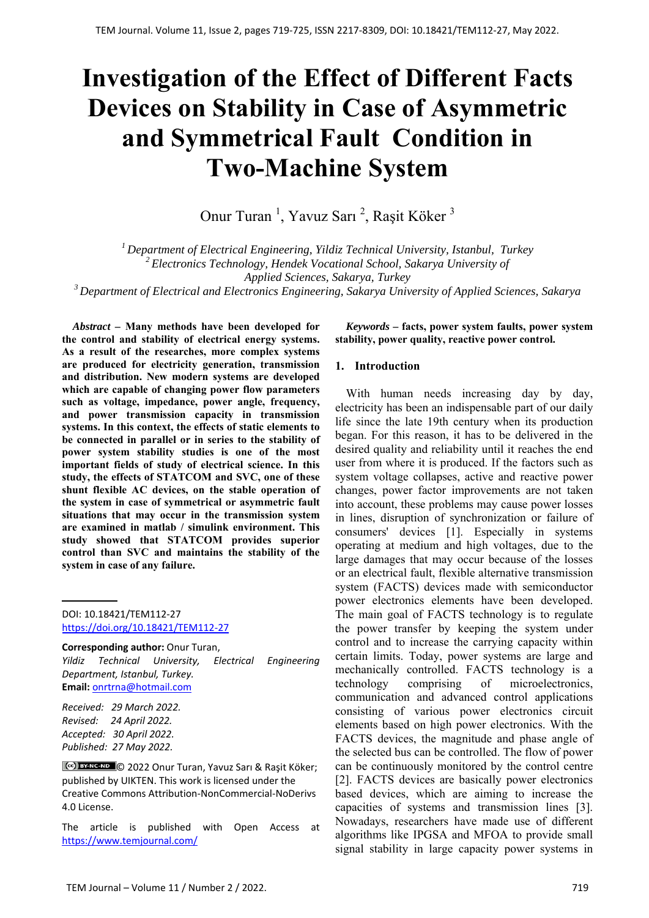# Investigation of the Effect of Different Facts Devices on Stability in Case of Asymmetric and Symmetrical Fault Condition in Two-Machine System

Onur Turan [1], Yavuz Sarı [2], Raşit Köker [3]

[1] *Department of Electrical Engineering, Yildiz Technical University, Istanbul, Turkey*
[2] *Electronics Technology, Hendek Vocational School, Sakarya University of Applied Sciences, Sakarya, Turkey*
[3] *Department of Electrical and Electronics Engineering, Sakarya University of Applied Sciences, Sakarya*

***Abstract* – Many methods have been developed for the control and stability of electrical energy systems. As a result of the researches, more complex systems are produced for electricity generation, transmission and distribution. New modern systems are developed which are capable of changing power flow parameters such as voltage, impedance, power angle, frequency, and power transmission capacity in transmission systems. In this context, the effects of static elements to be connected in parallel or in series to the stability of power system stability studies is one of the most important fields of study of electrical science. In this study, the effects of STATCOM and SVC, one of these shunt flexible AC devices, on the stable operation of the system in case of symmetrical or asymmetric fault situations that may occur in the transmission system are examined in matlab / simulink environment. This study showed that STATCOM provides superior control than SVC and maintains the stability of the system in case of any failure.**

DOI: 10.18421/TEM112-27
https://doi.org/10.18421/TEM112-27

**Corresponding author:** Onur Turan,
*Yildiz Technical University, Electrical Engineering Department, Istanbul, Turkey.*
**Email:** onrtrna@hotmail.com

*Received: 29 March 2022.*
*Revised: 24 April 2022.*
*Accepted: 30 April 2022.*
*Published: 27 May 2022.*

© 2022 Onur Turan, Yavuz Sarı & Raşit Köker; published by UIKTEN. This work is licensed under the Creative Commons Attribution-NonCommercial-NoDerivs 4.0 License.

The article is published with Open Access at https://www.temjournal.com/

***Keywords* – facts, power system faults, power system stability, power quality, reactive power control.**

## 1. Introduction

With human needs increasing day by day, electricity has been an indispensable part of our daily life since the late 19th century when its production began. For this reason, it has to be delivered in the desired quality and reliability until it reaches the end user from where it is produced. If the factors such as system voltage collapses, active and reactive power changes, power factor improvements are not taken into account, these problems may cause power losses in lines, disruption of synchronization or failure of consumers' devices [1]. Especially in systems operating at medium and high voltages, due to the large damages that may occur because of the losses or an electrical fault, flexible alternative transmission system (FACTS) devices made with semiconductor power electronics elements have been developed. The main goal of FACTS technology is to regulate the power transfer by keeping the system under control and to increase the carrying capacity within certain limits. Today, power systems are large and mechanically controlled. FACTS technology is a technology comprising of microelectronics, communication and advanced control applications consisting of various power electronics circuit elements based on high power electronics. With the FACTS devices, the magnitude and phase angle of the selected bus can be controlled. The flow of power can be continuously monitored by the control centre [2]. FACTS devices are basically power electronics based devices, which are aiming to increase the capacities of systems and transmission lines [3]. Nowadays, researchers have made use of different algorithms like IPGSA and MFOA to provide small signal stability in large capacity power systems in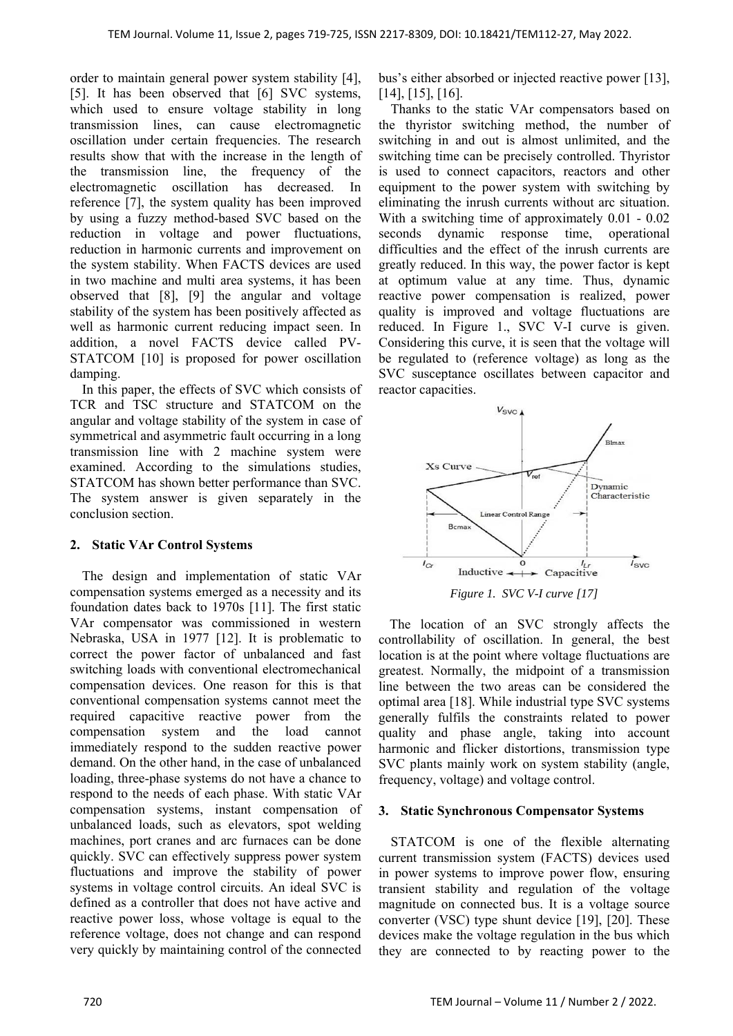order to maintain general power system stability [4], [5]. It has been observed that [6] SVC systems, which used to ensure voltage stability in long transmission lines, can cause electromagnetic oscillation under certain frequencies. The research results show that with the increase in the length of the transmission line, the frequency of the electromagnetic oscillation has decreased. In reference [7], the system quality has been improved by using a fuzzy method-based SVC based on the reduction in voltage and power fluctuations, reduction in harmonic currents and improvement on the system stability. When FACTS devices are used in two machine and multi area systems, it has been observed that [8], [9] the angular and voltage stability of the system has been positively affected as well as harmonic current reducing impact seen. In addition, a novel FACTS device called PV-STATCOM [10] is proposed for power oscillation damping.

In this paper, the effects of SVC which consists of TCR and TSC structure and STATCOM on the angular and voltage stability of the system in case of symmetrical and asymmetric fault occurring in a long transmission line with 2 machine system were examined. According to the simulations studies, STATCOM has shown better performance than SVC. The system answer is given separately in the conclusion section.

## 2. Static VAr Control Systems

The design and implementation of static VAr compensation systems emerged as a necessity and its foundation dates back to 1970s [11]. The first static VAr compensator was commissioned in western Nebraska, USA in 1977 [12]. It is problematic to correct the power factor of unbalanced and fast switching loads with conventional electromechanical compensation devices. One reason for this is that conventional compensation systems cannot meet the required capacitive reactive power from the compensation system and the load cannot immediately respond to the sudden reactive power demand. On the other hand, in the case of unbalanced loading, three-phase systems do not have a chance to respond to the needs of each phase. With static VAr compensation systems, instant compensation of unbalanced loads, such as elevators, spot welding machines, port cranes and arc furnaces can be done quickly. SVC can effectively suppress power system fluctuations and improve the stability of power systems in voltage control circuits. An ideal SVC is defined as a controller that does not have active and reactive power loss, whose voltage is equal to the reference voltage, does not change and can respond very quickly by maintaining control of the connected bus's either absorbed or injected reactive power [13], [14], [15], [16].

Thanks to the static VAr compensators based on the thyristor switching method, the number of switching in and out is almost unlimited, and the switching time can be precisely controlled. Thyristor is used to connect capacitors, reactors and other equipment to the power system with switching by eliminating the inrush currents without arc situation. With a switching time of approximately 0.01 - 0.02 seconds dynamic response time, operational difficulties and the effect of the inrush currents are greatly reduced. In this way, the power factor is kept at optimum value at any time. Thus, dynamic reactive power compensation is realized, power quality is improved and voltage fluctuations are reduced. In Figure 1., SVC V-I curve is given. Considering this curve, it is seen that the voltage will be regulated to (reference voltage) as long as the SVC susceptance oscillates between capacitor and reactor capacities.

*Figure 1. SVC V-I curve [17]*

The location of an SVC strongly affects the controllability of oscillation. In general, the best location is at the point where voltage fluctuations are greatest. Normally, the midpoint of a transmission line between the two areas can be considered the optimal area [18]. While industrial type SVC systems generally fulfils the constraints related to power quality and phase angle, taking into account harmonic and flicker distortions, transmission type SVC plants mainly work on system stability (angle, frequency, voltage) and voltage control.

## 3. Static Synchronous Compensator Systems

STATCOM is one of the flexible alternating current transmission system (FACTS) devices used in power systems to improve power flow, ensuring transient stability and regulation of the voltage magnitude on connected bus. It is a voltage source converter (VSC) type shunt device [19], [20]. These devices make the voltage regulation in the bus which they are connected to by reacting power to the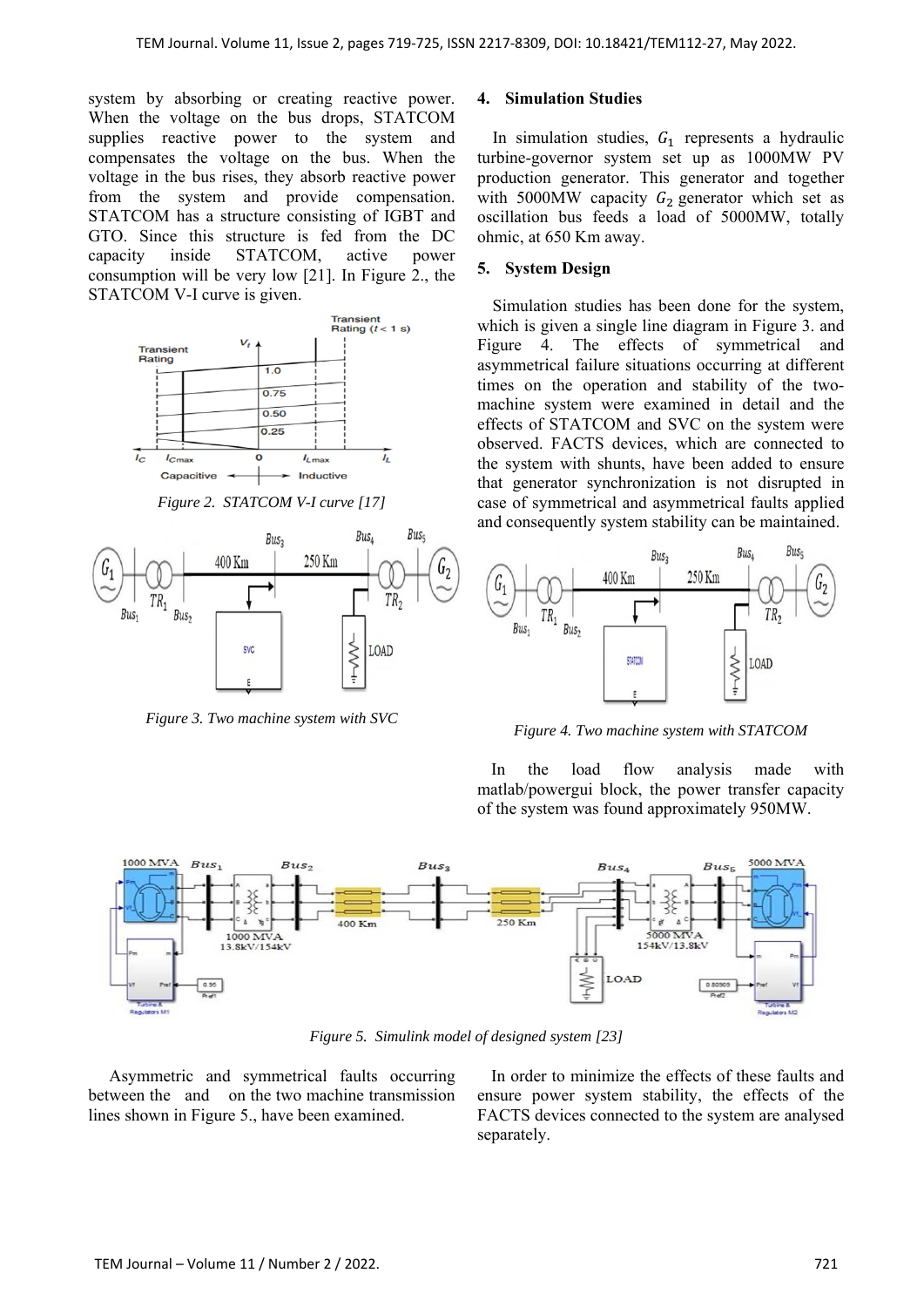system by absorbing or creating reactive power. When the voltage on the bus drops, STATCOM supplies reactive power to the system and compensates the voltage on the bus. When the voltage in the bus rises, they absorb reactive power from the system and provide compensation. STATCOM has a structure consisting of IGBT and GTO. Since this structure is fed from the DC capacity inside STATCOM, active power consumption will be very low [21]. In Figure 2., the STATCOM V-I curve is given.

*Figure 2. STATCOM V-I curve [17]*

*Figure 3. Two machine system with SVC*

## 4. Simulation Studies

In simulation studies, $G_1$ represents a hydraulic turbine-governor system set up as 1000MW PV production generator. This generator and together with 5000MW capacity $G_2$ generator which set as oscillation bus feeds a load of 5000MW, totally ohmic, at 650 Km away.

## 5. System Design

Simulation studies has been done for the system, which is given a single line diagram in Figure 3. and Figure 4. The effects of symmetrical and asymmetrical failure situations occurring at different times on the operation and stability of the two-machine system were examined in detail and the effects of STATCOM and SVC on the system were observed. FACTS devices, which are connected to the system with shunts, have been added to ensure that generator synchronization is not disrupted in case of symmetrical and asymmetrical faults applied and consequently system stability can be maintained.

*Figure 4. Two machine system with STATCOM*

In the load flow analysis made with matlab/powergui block, the power transfer capacity of the system was found approximately 950MW.

*Figure 5. Simulink model of designed system [23]*

Asymmetric and symmetrical faults occurring between the and on the two machine transmission lines shown in Figure 5., have been examined.

In order to minimize the effects of these faults and ensure power system stability, the effects of the FACTS devices connected to the system are analysed separately.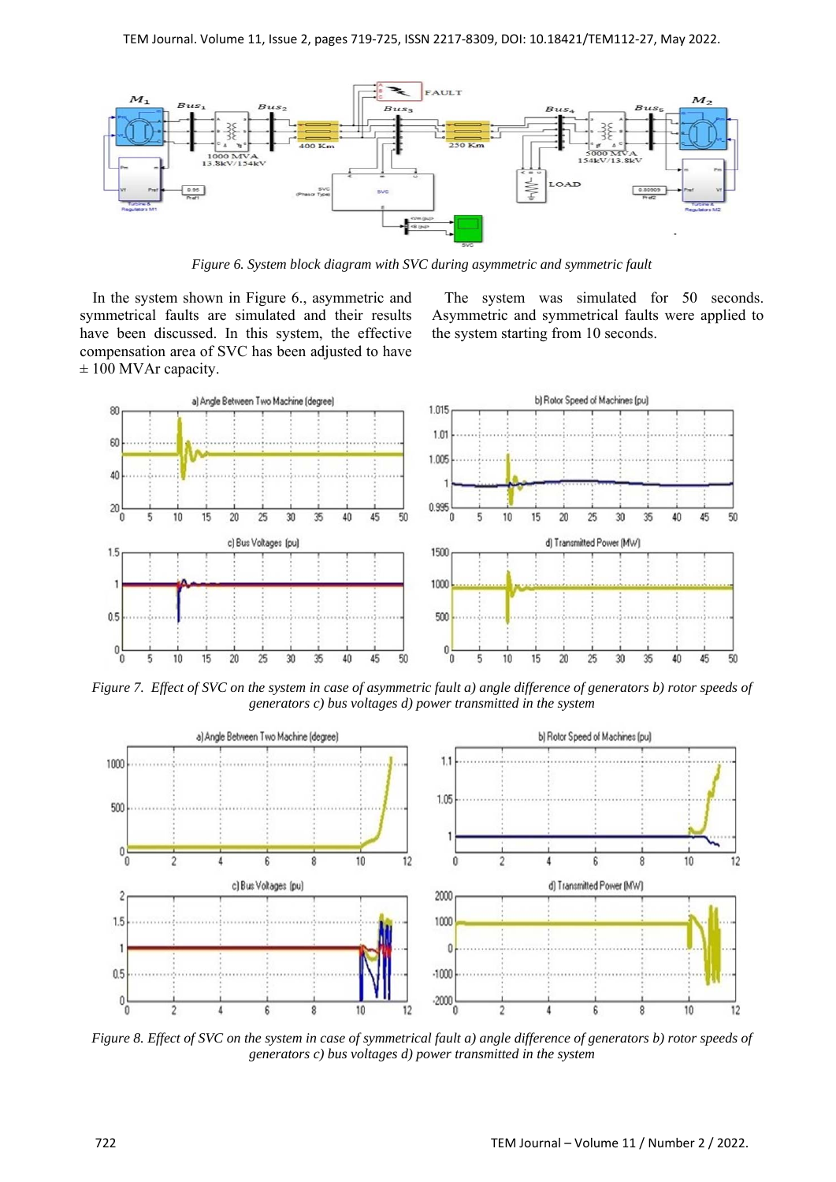Figure 6. System block diagram with SVC during asymmetric and symmetric fault

In the system shown in Figure 6., asymmetric and symmetrical faults are simulated and their results have been discussed. In this system, the effective compensation area of SVC has been adjusted to have ± 100 MVAr capacity.

The system was simulated for 50 seconds. Asymmetric and symmetrical faults were applied to the system starting from 10 seconds.

Figure 7. Effect of SVC on the system in case of asymmetric fault a) angle difference of generators b) rotor speeds of generators c) bus voltages d) power transmitted in the system

Figure 8. Effect of SVC on the system in case of symmetrical fault a) angle difference of generators b) rotor speeds of generators c) bus voltages d) power transmitted in the system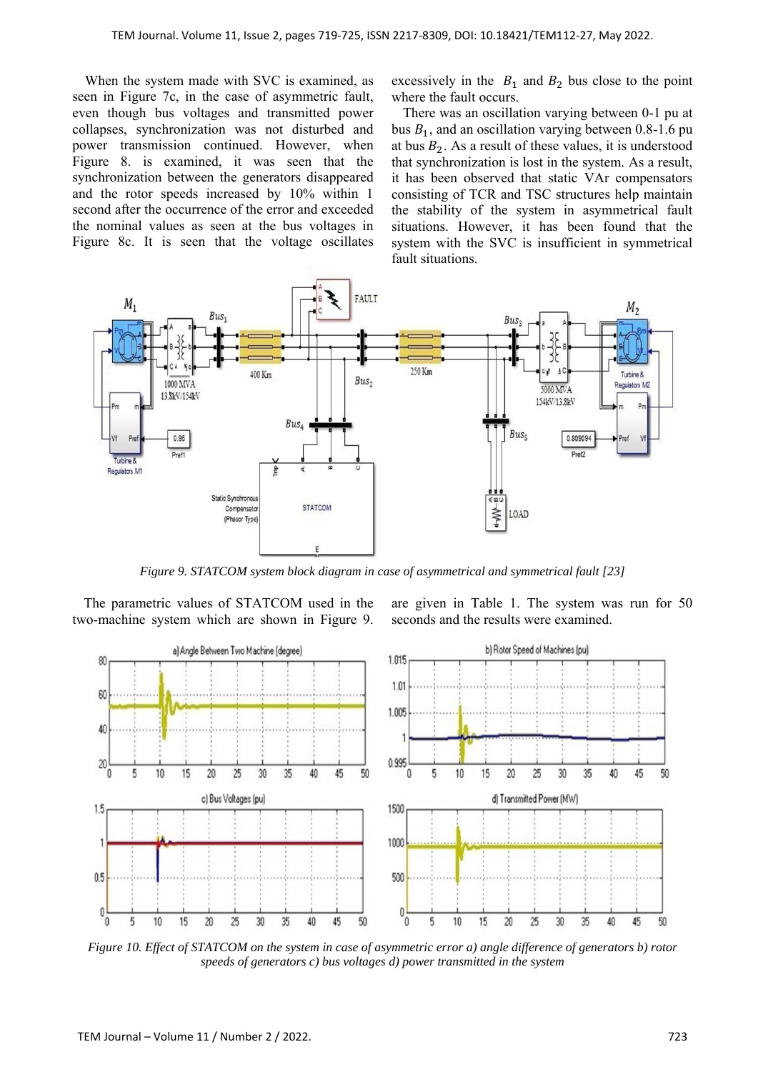When the system made with SVC is examined, as seen in Figure 7c, in the case of asymmetric fault, even though bus voltages and transmitted power collapses, synchronization was not disturbed and power transmission continued. However, when Figure 8. is examined, it was seen that the synchronization between the generators disappeared and the rotor speeds increased by 10% within 1 second after the occurrence of the error and exceeded the nominal values as seen at the bus voltages in Figure 8c. It is seen that the voltage oscillates excessively in the $B_1$ and $B_2$ bus close to the point where the fault occurs.

There was an oscillation varying between 0-1 pu at bus $B_1$, and an oscillation varying between 0.8-1.6 pu at bus $B_2$. As a result of these values, it is understood that synchronization is lost in the system. As a result, it has been observed that static VAr compensators consisting of TCR and TSC structures help maintain the stability of the system in asymmetrical fault situations. However, it has been found that the system with the SVC is insufficient in symmetrical fault situations.

*Figure 9. STATCOM system block diagram in case of asymmetrical and symmetrical fault [23]*

The parametric values of STATCOM used in the two-machine system which are shown in Figure 9. are given in Table 1. The system was run for 50 seconds and the results were examined.

*Figure 10. Effect of STATCOM on the system in case of asymmetric error a) angle difference of generators b) rotor speeds of generators c) bus voltages d) power transmitted in the system*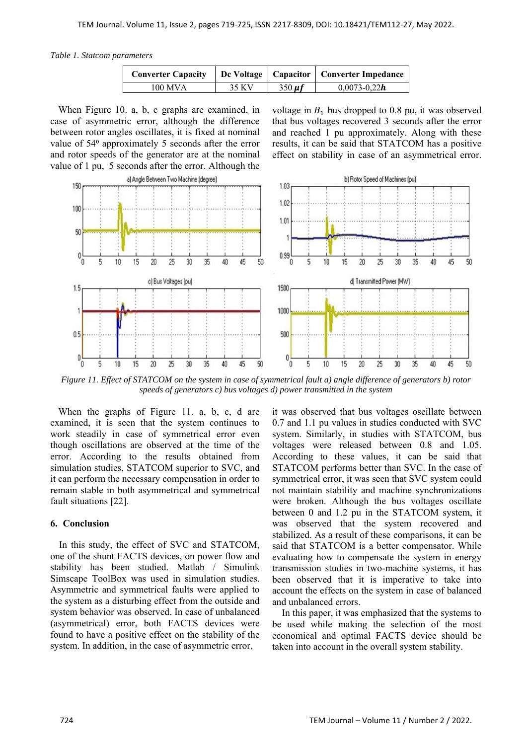*Table 1. Statcom parameters*

| Converter Capacity | Dc Voltage | Capacitor | Converter Impedance |
|---|---|---|---|
| 100 MVA | 35 KV | 350 $\mu f$ | 0,0073-0,22$h$ |

When Figure 10. a, b, c graphs are examined, in case of asymmetric error, although the difference between rotor angles oscillates, it is fixed at nominal value of 54º approximately 5 seconds after the error and rotor speeds of the generator are at the nominal value of 1 pu, 5 seconds after the error. Although the voltage in $B_1$ bus dropped to 0.8 pu, it was observed that bus voltages recovered 3 seconds after the error and reached 1 pu approximately. Along with these results, it can be said that STATCOM has a positive effect on stability in case of an asymmetrical error.

*Figure 11. Effect of STATCOM on the system in case of symmetrical fault a) angle difference of generators b) rotor speeds of generators c) bus voltages d) power transmitted in the system*

When the graphs of Figure 11. a, b, c, d are examined, it is seen that the system continues to work steadily in case of symmetrical error even though oscillations are observed at the time of the error. According to the results obtained from simulation studies, STATCOM superior to SVC, and it can perform the necessary compensation in order to remain stable in both asymmetrical and symmetrical fault situations [22].

## 6. Conclusion

In this study, the effect of SVC and STATCOM, one of the shunt FACTS devices, on power flow and stability has been studied. Matlab / Simulink Simscape ToolBox was used in simulation studies. Asymmetric and symmetrical faults were applied to the system as a disturbing effect from the outside and system behavior was observed. In case of unbalanced (asymmetrical) error, both FACTS devices were found to have a positive effect on the stability of the system. In addition, in the case of asymmetric error, it was observed that bus voltages oscillate between 0.7 and 1.1 pu values in studies conducted with SVC system. Similarly, in studies with STATCOM, bus voltages were released between 0.8 and 1.05. According to these values, it can be said that STATCOM performs better than SVC. In the case of symmetrical error, it was seen that SVC system could not maintain stability and machine synchronizations were broken. Although the bus voltages oscillate between 0 and 1.2 pu in the STATCOM system, it was observed that the system recovered and stabilized. As a result of these comparisons, it can be said that STATCOM is a better compensator. While evaluating how to compensate the system in energy transmission studies in two-machine systems, it has been observed that it is imperative to take into account the effects on the system in case of balanced and unbalanced errors.

In this paper, it was emphasized that the systems to be used while making the selection of the most economical and optimal FACTS device should be taken into account in the overall system stability.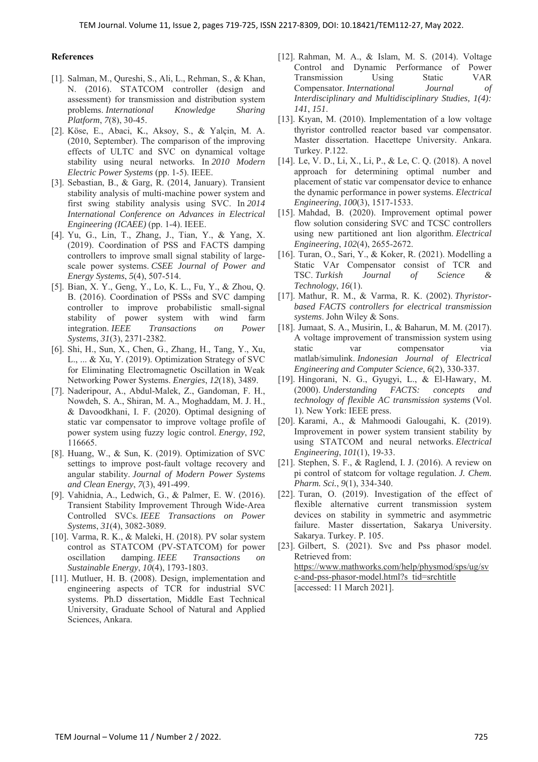**References**

[1]. Salman, M., Qureshi, S., Ali, L., Rehman, S., & Khan, N. (2016). STATCOM controller (design and assessment) for transmission and distribution system problems. *International Knowledge Sharing Platform*, *7*(8), 30-45.

[2]. Köse, E., Abaci, K., Aksoy, S., & Yalçin, M. A. (2010, September). The comparison of the improving effects of ULTC and SVC on dynamical voltage stability using neural networks. In *2010 Modern Electric Power Systems* (pp. 1-5). IEEE.

[3]. Sebastian, B., & Garg, R. (2014, January). Transient stability analysis of multi-machine power system and first swing stability analysis using SVC. In *2014 International Conference on Advances in Electrical Engineering (ICAEE)* (pp. 1-4). IEEE.

[4]. Yu, G., Lin, T., Zhang, J., Tian, Y., & Yang, X. (2019). Coordination of PSS and FACTS damping controllers to improve small signal stability of large-scale power systems. *CSEE Journal of Power and Energy Systems*, *5*(4), 507-514.

[5]. Bian, X. Y., Geng, Y., Lo, K. L., Fu, Y., & Zhou, Q. B. (2016). Coordination of PSSs and SVC damping controller to improve probabilistic small-signal stability of power system with wind farm integration. *IEEE Transactions on Power Systems*, *31*(3), 2371-2382.

[6]. Shi, H., Sun, X., Chen, G., Zhang, H., Tang, Y., Xu, L., ... & Xu, Y. (2019). Optimization Strategy of SVC for Eliminating Electromagnetic Oscillation in Weak Networking Power Systems. *Energies*, *12*(18), 3489.

[7]. Naderipour, A., Abdul-Malek, Z., Gandoman, F. H., Nowdeh, S. A., Shiran, M. A., Moghaddam, M. J. H., & Davoodkhani, I. F. (2020). Optimal designing of static var compensator to improve voltage profile of power system using fuzzy logic control. *Energy*, *192*, 116665.

[8]. Huang, W., & Sun, K. (2019). Optimization of SVC settings to improve post-fault voltage recovery and angular stability. *Journal of Modern Power Systems and Clean Energy*, *7*(3), 491-499.

[9]. Vahidnia, A., Ledwich, G., & Palmer, E. W. (2016). Transient Stability Improvement Through Wide-Area Controlled SVCs. *IEEE Transactions on Power Systems*, *31*(4), 3082-3089.

[10]. Varma, R. K., & Maleki, H. (2018). PV solar system control as STATCOM (PV-STATCOM) for power oscillation damping. *IEEE Transactions on Sustainable Energy*, *10*(4), 1793-1803.

[11]. Mutluer, H. B. (2008). Design, implementation and engineering aspects of TCR for industrial SVC systems. Ph.D dissertation, Middle East Technical University, Graduate School of Natural and Applied Sciences, Ankara.

[12]. Rahman, M. A., & Islam, M. S. (2014). Voltage Control and Dynamic Performance of Power Transmission Using Static VAR Compensator. *International Journal of Interdisciplinary and Multidisciplinary Studies, 1(4): 141*, *151*.

[13]. Kıyan, M. (2010). Implementation of a low voltage thyristor controlled reactor based var compensator. Master dissertation. Hacettepe University. Ankara. Turkey. P.122.

[14]. Le, V. D., Li, X., Li, P., & Le, C. Q. (2018). A novel approach for determining optimal number and placement of static var compensator device to enhance the dynamic performance in power systems. *Electrical Engineering*, *100*(3), 1517-1533.

[15]. Mahdad, B. (2020). Improvement optimal power flow solution considering SVC and TCSC controllers using new partitioned ant lion algorithm. *Electrical Engineering*, *102*(4), 2655-2672.

[16]. Turan, O., Sari, Y., & Koker, R. (2021). Modelling a Static VAr Compensator consist of TCR and TSC. *Turkish Journal of Science & Technology*, *16*(1).

[17]. Mathur, R. M., & Varma, R. K. (2002). *Thyristor-based FACTS controllers for electrical transmission systems*. John Wiley & Sons.

[18]. Jumaat, S. A., Musirin, I., & Baharun, M. M. (2017). A voltage improvement of transmission system using static var compensator via matlab/simulink. *Indonesian Journal of Electrical Engineering and Computer Science*, *6*(2), 330-337.

[19]. Hingorani, N. G., Gyugyi, L., & El-Hawary, M. (2000). *Understanding FACTS: concepts and technology of flexible AC transmission systems* (Vol. 1). New York: IEEE press.

[20]. Karami, A., & Mahmoodi Galougahi, K. (2019). Improvement in power system transient stability by using STATCOM and neural networks. *Electrical Engineering*, *101*(1), 19-33.

[21]. Stephen, S. F., & Raglend, I. J. (2016). A review on pi control of statcom for voltage regulation. *J. Chem. Pharm. Sci.*, *9*(1), 334-340.

[22]. Turan, O. (2019). Investigation of the effect of flexible alternative current transmission system devices on stability in symmetric and asymmetric failure. Master dissertation, Sakarya University. Sakarya. Turkey. P. 105.

[23]. Gilbert, S. (2021). Svc and Pss phasor model. Retrieved from: https://www.mathworks.com/help/physmod/sps/ug/svc-and-pss-phasor-model.html?s_tid=srchtitle [accessed: 11 March 2021].